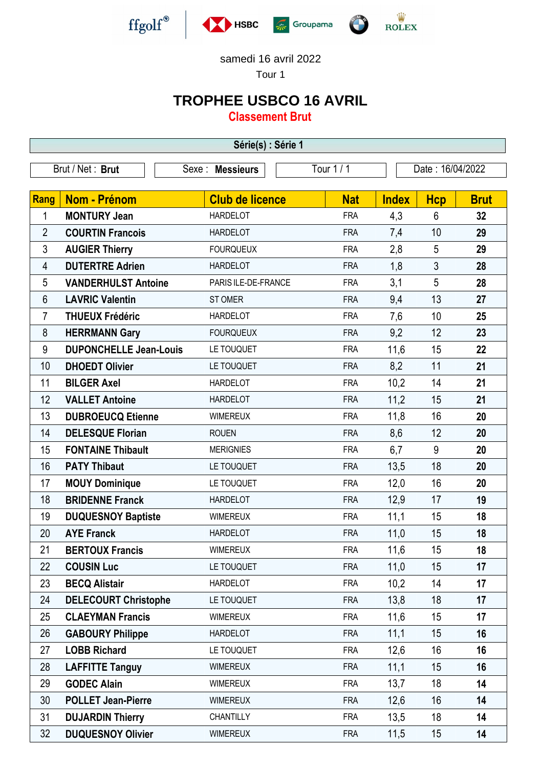samedi 16 avril 2022

Tour 1

# TROPHEE USBCO 16 AVRIL

## Classement Brut

**Série(s) : Série 1**

| Brut / Net : **Brut** | Sexe : **Messieurs** | Tour 1 / 1 | Date : 16/04/2022 |
|---|---|---|---|

| Rang | Nom - Prénom | Club de licence | Nat | Index | Hcp | Brut |
|---|---|---|---|---|---|---|
| 1 | **MONTURY Jean** | HARDELOT | FRA | 4,3 | 6 | **32** |
| 2 | **COURTIN Francois** | HARDELOT | FRA | 7,4 | 10 | **29** |
| 3 | **AUGIER Thierry** | FOURQUEUX | FRA | 2,8 | 5 | **29** |
| 4 | **DUTERTRE Adrien** | HARDELOT | FRA | 1,8 | 3 | **28** |
| 5 | **VANDERHULST Antoine** | PARIS ILE-DE-FRANCE | FRA | 3,1 | 5 | **28** |
| 6 | **LAVRIC Valentin** | ST OMER | FRA | 9,4 | 13 | **27** |
| 7 | **THUEUX Frédéric** | HARDELOT | FRA | 7,6 | 10 | **25** |
| 8 | **HERRMANN Gary** | FOURQUEUX | FRA | 9,2 | 12 | **23** |
| 9 | **DUPONCHELLE Jean-Louis** | LE TOUQUET | FRA | 11,6 | 15 | **22** |
| 10 | **DHOEDT Olivier** | LE TOUQUET | FRA | 8,2 | 11 | **21** |
| 11 | **BILGER Axel** | HARDELOT | FRA | 10,2 | 14 | **21** |
| 12 | **VALLET Antoine** | HARDELOT | FRA | 11,2 | 15 | **21** |
| 13 | **DUBROEUCQ Etienne** | WIMEREUX | FRA | 11,8 | 16 | **20** |
| 14 | **DELESQUE Florian** | ROUEN | FRA | 8,6 | 12 | **20** |
| 15 | **FONTAINE Thibault** | MERIGNIES | FRA | 6,7 | 9 | **20** |
| 16 | **PATY Thibaut** | LE TOUQUET | FRA | 13,5 | 18 | **20** |
| 17 | **MOUY Dominique** | LE TOUQUET | FRA | 12,0 | 16 | **20** |
| 18 | **BRIDENNE Franck** | HARDELOT | FRA | 12,9 | 17 | **19** |
| 19 | **DUQUESNOY Baptiste** | WIMEREUX | FRA | 11,1 | 15 | **18** |
| 20 | **AYE Franck** | HARDELOT | FRA | 11,0 | 15 | **18** |
| 21 | **BERTOUX Francis** | WIMEREUX | FRA | 11,6 | 15 | **18** |
| 22 | **COUSIN Luc** | LE TOUQUET | FRA | 11,0 | 15 | **17** |
| 23 | **BECQ Alistair** | HARDELOT | FRA | 10,2 | 14 | **17** |
| 24 | **DELECOURT Christophe** | LE TOUQUET | FRA | 13,8 | 18 | **17** |
| 25 | **CLAEYMAN Francis** | WIMEREUX | FRA | 11,6 | 15 | **17** |
| 26 | **GABOURY Philippe** | HARDELOT | FRA | 11,1 | 15 | **16** |
| 27 | **LOBB Richard** | LE TOUQUET | FRA | 12,6 | 16 | **16** |
| 28 | **LAFFITTE Tanguy** | WIMEREUX | FRA | 11,1 | 15 | **16** |
| 29 | **GODEC Alain** | WIMEREUX | FRA | 13,7 | 18 | **14** |
| 30 | **POLLET Jean-Pierre** | WIMEREUX | FRA | 12,6 | 16 | **14** |
| 31 | **DUJARDIN Thierry** | CHANTILLY | FRA | 13,5 | 18 | **14** |
| 32 | **DUQUESNOY Olivier** | WIMEREUX | FRA | 11,5 | 15 | **14** |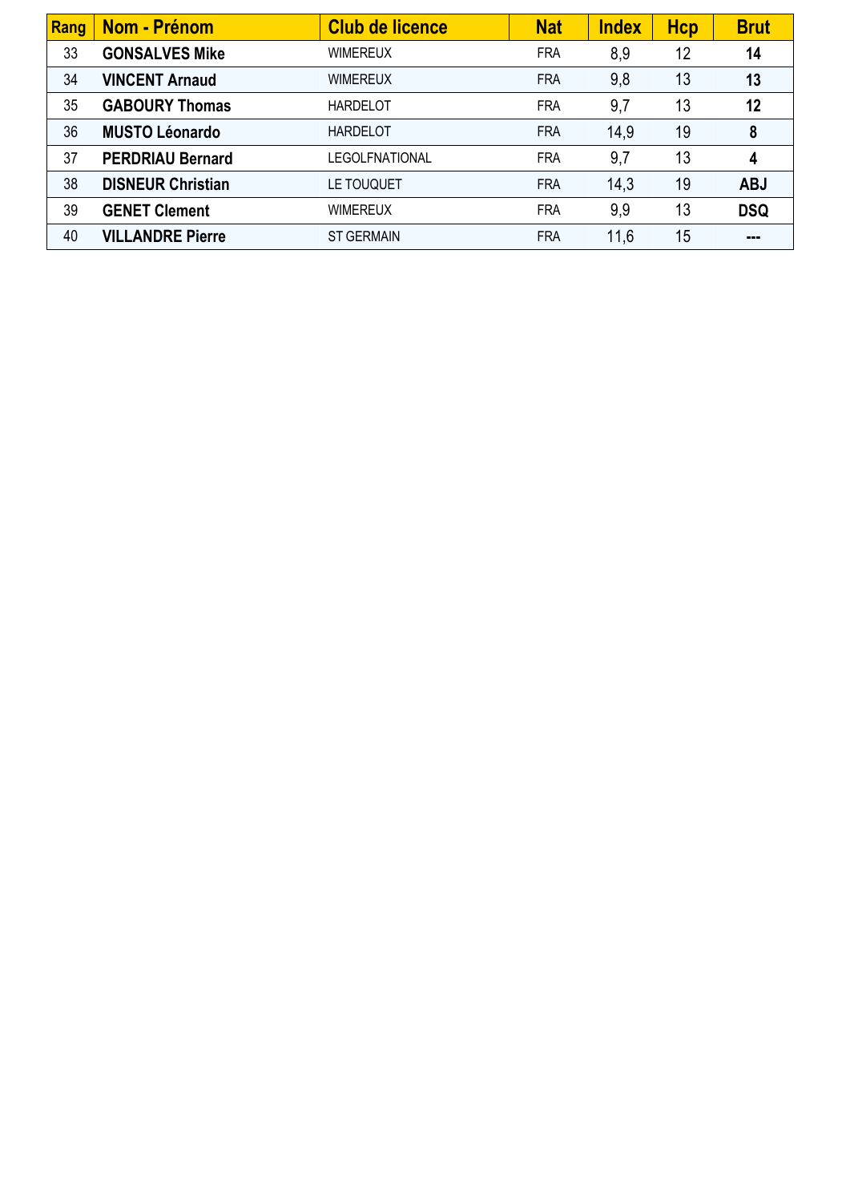| Rang | Nom - Prénom | Club de licence | Nat | Index | Hcp | Brut |
|---|---|---|---|---|---|---|
| 33 | **GONSALVES Mike** | WIMEREUX | FRA | 8,9 | 12 | **14** |
| 34 | **VINCENT Arnaud** | WIMEREUX | FRA | 9,8 | 13 | **13** |
| 35 | **GABOURY Thomas** | HARDELOT | FRA | 9,7 | 13 | **12** |
| 36 | **MUSTO Léonardo** | HARDELOT | FRA | 14,9 | 19 | **8** |
| 37 | **PERDRIAU Bernard** | LEGOLFNATIONAL | FRA | 9,7 | 13 | **4** |
| 38 | **DISNEUR Christian** | LE TOUQUET | FRA | 14,3 | 19 | **ABJ** |
| 39 | **GENET Clement** | WIMEREUX | FRA | 9,9 | 13 | **DSQ** |
| 40 | **VILLANDRE Pierre** | ST GERMAIN | FRA | 11,6 | 15 | **---** |